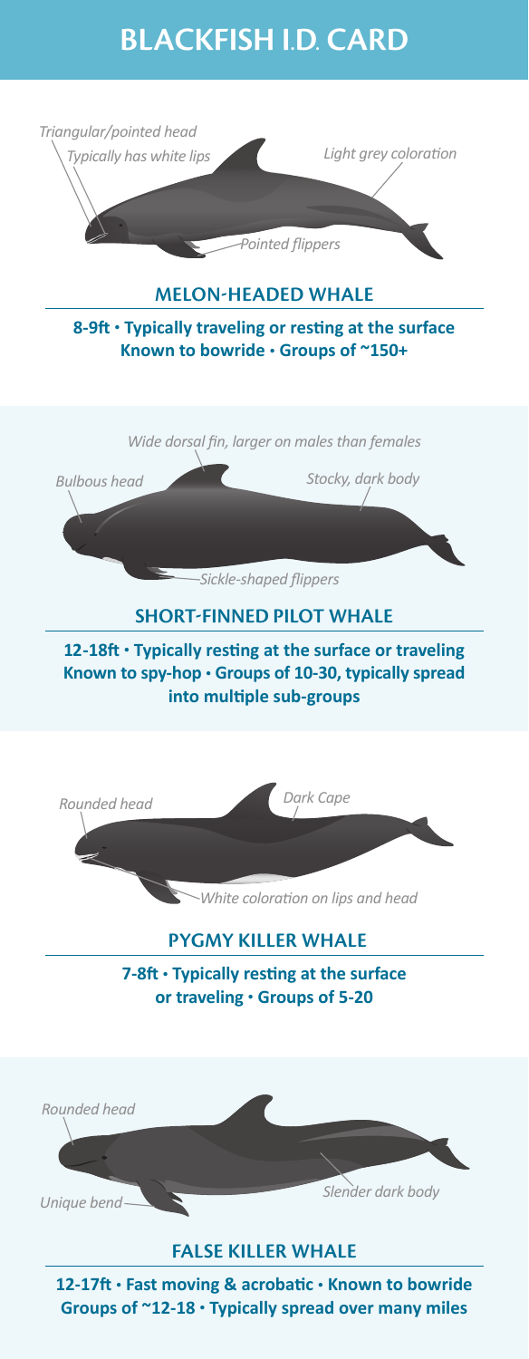# BLACKFISH I.D. CARD

*Triangular/pointed head*
*Typically has white lips*
*Light grey coloration*
*Pointed flippers*

## MELON-HEADED WHALE

**8-9ft • Typically traveling or resting at the surface**
**Known to bowride • Groups of ~150+**

*Wide dorsal fin, larger on males than females*
*Bulbous head*
*Stocky, dark body*
*Sickle-shaped flippers*

## SHORT-FINNED PILOT WHALE

**12-18ft • Typically resting at the surface or traveling**
**Known to spy-hop • Groups of 10-30, typically spread into multiple sub-groups**

*Rounded head*
*Dark Cape*
*White coloration on lips and head*

## PYGMY KILLER WHALE

**7-8ft • Typically resting at the surface or traveling • Groups of 5-20**

*Rounded head*
*Unique bend*
*Slender dark body*

## FALSE KILLER WHALE

**12-17ft • Fast moving & acrobatic • Known to bowride**
**Groups of ~12-18 • Typically spread over many miles**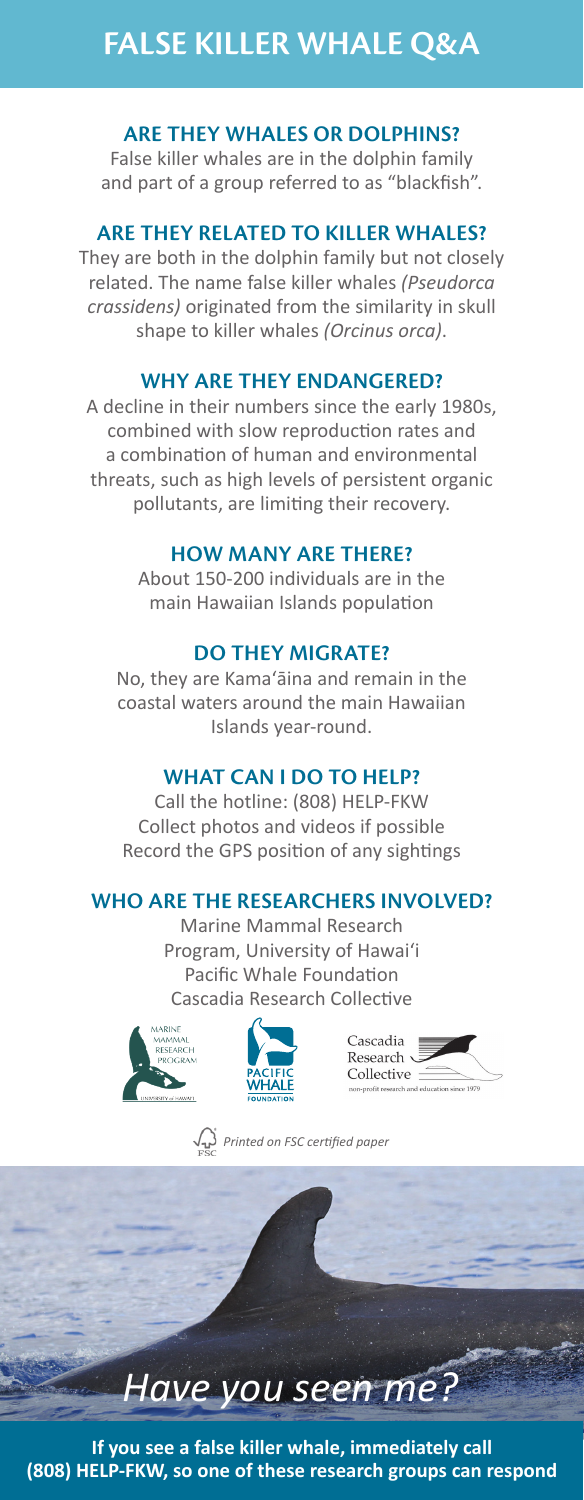# FALSE KILLER WHALE Q&A

## ARE THEY WHALES OR DOLPHINS?

False killer whales are in the dolphin family and part of a group referred to as "blackfish".

## ARE THEY RELATED TO KILLER WHALES?

They are both in the dolphin family but not closely related. The name false killer whales *(Pseudorca crassidens)* originated from the similarity in skull shape to killer whales *(Orcinus orca)*.

## WHY ARE THEY ENDANGERED?

A decline in their numbers since the early 1980s, combined with slow reproduction rates and a combination of human and environmental threats, such as high levels of persistent organic pollutants, are limiting their recovery.

## HOW MANY ARE THERE?

About 150-200 individuals are in the main Hawaiian Islands population

## DO THEY MIGRATE?

No, they are Kamaʻāina and remain in the coastal waters around the main Hawaiian Islands year-round.

## WHAT CAN I DO TO HELP?

Call the hotline: (808) HELP-FKW
Collect photos and videos if possible
Record the GPS position of any sightings

## WHO ARE THE RESEARCHERS INVOLVED?

Marine Mammal Research Program, University of Hawaiʻi
Pacific Whale Foundation
Cascadia Research Collective

*Printed on FSC certified paper*

*Have you seen me?*

**If you see a false killer whale, immediately call (808) HELP-FKW, so one of these research groups can respond**